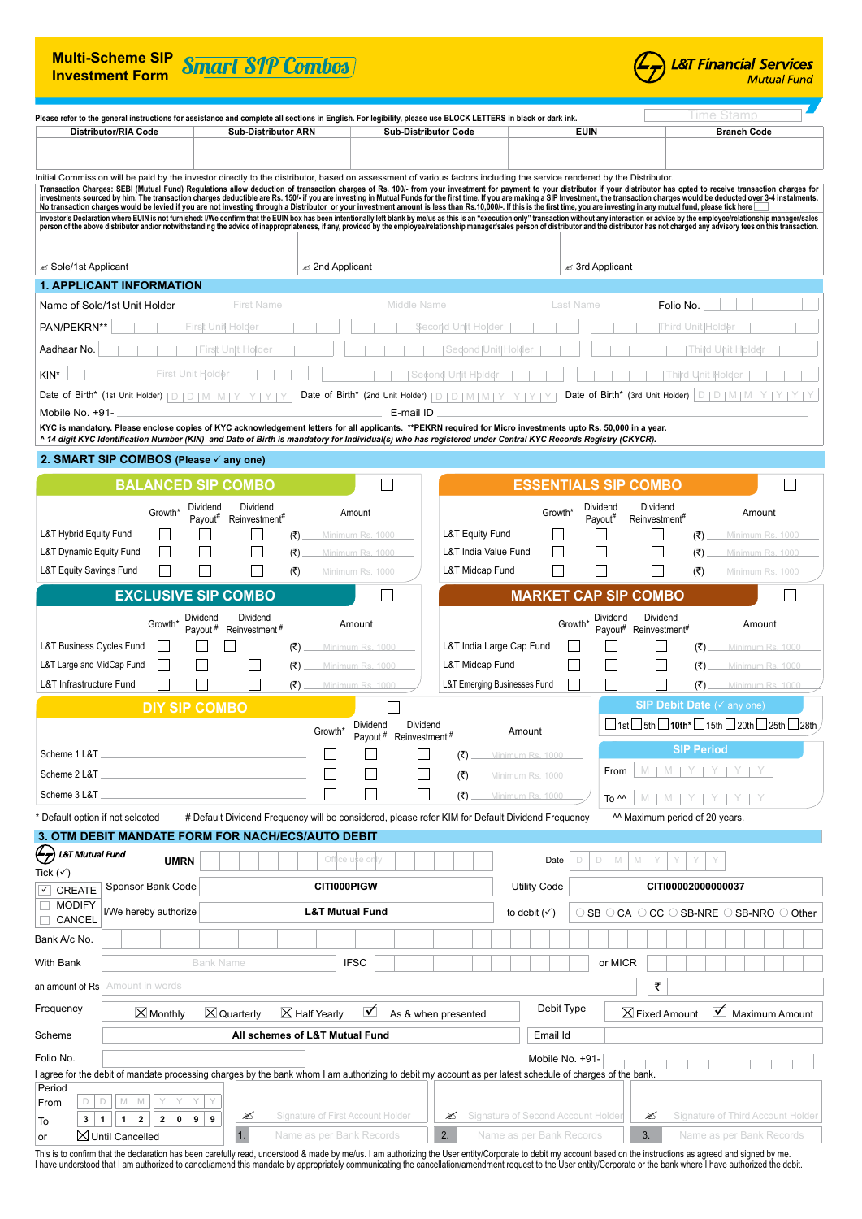# Multi-Scheme SIP Investment Form — Smart SIP Combos

**L&T Financial Services** — Mutual Fund

Please refer to the general instructions for assistance and complete all sections in English. For legibility, please use BLOCK LETTERS in black or dark ink.

Time Stamp

| Distributor/RIA Code | Sub-Distributor ARN | Sub-Distributor Code | EUIN | Branch Code |
|---|---|---|---|---|
| | | | | |

Initial Commission will be paid by the investor directly to the distributor, based on assessment of various factors including the service rendered by the Distributor.

**Transaction Charges: SEBI (Mutual Fund) Regulations allow deduction of transaction charges of Rs. 100/- from your investment for payment to your distributor if your distributor has opted to receive transaction charges for investments sourced by him. The transaction charges deductible are Rs. 150/- if you are investing in Mutual Funds for the first time. If you are making a SIP Investment, the transaction charges would be deducted over 3-4 instalments. No transaction charges would be levied if you are not investing through a Distributor or your investment amount is less than Rs.10,000/-. If this is the first time, you are investing in any mutual fund, please tick here** ☐

**Investor's Declaration where EUIN is not furnished: I/We confirm that the EUIN box has been intentionally left blank by me/us as this is an "execution only" transaction without any interaction or advice by the employee/relationship manager/sales person of the above distributor and/or notwithstanding the advice of inappropriateness, if any, provided by the employee/relationship manager/sales person of distributor and the distributor has not charged any advisory fees on this transaction.**

✍ Sole/1st Applicant ✍ 2nd Applicant ✍ 3rd Applicant

## 1. APPLICANT INFORMATION

Name of Sole/1st Unit Holder: First Name ______ Middle Name ______ Last Name ______ Folio No. ______

PAN/PEKRN**: First Unit Holder ______ Second Unit Holder ______ Third Unit Holder ______

Aadhaar No.: First Unit Holder ______ Second Unit Holder ______ Third Unit Holder ______

KIN^: First Unit Holder ______ Second Unit Holder ______ Third Unit Holder ______

Date of Birth* (1st Unit Holder) D D M M Y Y Y Y   Date of Birth* (2nd Unit Holder) D D M M Y Y Y Y   Date of Birth* (3rd Unit Holder) D D M M Y Y Y Y

Mobile No. +91- ______ E-mail ID ______

**KYC is mandatory. Please enclose copies of KYC acknowledgement letters for all applicants. **PEKRN required for Micro investments upto Rs. 50,000 in a year.**

***^ 14 digit KYC Identification Number (KIN) and Date of Birth is mandatory for Individual(s) who has registered under Central KYC Records Registry (CKYCR).***

## 2. SMART SIP COMBOS (Please ✓ any one)

### BALANCED SIP COMBO ☐

| Scheme | Growth* | Dividend Payout# | Dividend Reinvestment# | Amount |
|---|---|---|---|---|
| L&T Hybrid Equity Fund | ☐ | ☐ | ☐ | (₹) Minimum Rs. 1000 |
| L&T Dynamic Equity Fund | ☐ | ☐ | ☐ | (₹) Minimum Rs. 1000 |
| L&T Equity Savings Fund | ☐ | ☐ | ☐ | (₹) Minimum Rs. 1000 |

### ESSENTIALS SIP COMBO ☐

| Scheme | Growth* | Dividend Payout# | Dividend Reinvestment# | Amount |
|---|---|---|---|---|
| L&T Equity Fund | ☐ | ☐ | ☐ | (₹) Minimum Rs. 1000 |
| L&T India Value Fund | ☐ | ☐ | ☐ | (₹) Minimum Rs. 1000 |
| L&T Midcap Fund | ☐ | ☐ | ☐ | (₹) Minimum Rs. 1000 |

### EXCLUSIVE SIP COMBO ☐

| Scheme | Growth* | Dividend Payout# | Dividend Reinvestment# | Amount |
|---|---|---|---|---|
| L&T Business Cycles Fund | ☐ | ☐ | ☐ | (₹) Minimum Rs. 1000 |
| L&T Large and MidCap Fund | ☐ | ☐ | ☐ | (₹) Minimum Rs. 1000 |
| L&T Infrastructure Fund | ☐ | ☐ | ☐ | (₹) Minimum Rs. 1000 |

### MARKET CAP SIP COMBO ☐

| Scheme | Growth* | Dividend Payout# | Dividend Reinvestment# | Amount |
|---|---|---|---|---|
| L&T India Large Cap Fund | ☐ | ☐ | ☐ | (₹) Minimum Rs. 1000 |
| L&T Midcap Fund | ☐ | ☐ | ☐ | (₹) Minimum Rs. 1000 |
| L&T Emerging Businesses Fund | ☐ | ☐ | ☐ | (₹) Minimum Rs. 1000 |

### DIY SIP COMBO ☐

| Scheme | Growth* | Dividend Payout# | Dividend Reinvestment# | Amount |
|---|---|---|---|---|
| Scheme 1 L&T ______ | ☐ | ☐ | ☐ | (₹) Minimum Rs. 1000 |
| Scheme 2 L&T ______ | ☐ | ☐ | ☐ | (₹) Minimum Rs. 1000 |
| Scheme 3 L&T ______ | ☐ | ☐ | ☐ | (₹) Minimum Rs. 1000 |

**SIP Debit Date** (✓ any one): ☐ 1st ☐ 5th ☐ **10th*** ☐ 15th ☐ 20th ☐ 25th ☐ 28th

**SIP Period**

From M M Y Y Y Y

To ^^ M M Y Y Y Y

\* Default option if not selected   # Default Dividend Frequency will be considered, please refer KIM for Default Dividend Frequency   ^^ Maximum period of 20 years.

## 3. OTM DEBIT MANDATE FORM FOR NACH/ECS/AUTO DEBIT

L&T Mutual Fund

UMRN: Office use only   Date: D D M M Y Y Y Y

Tick (✓): ☑ CREATE ☐ MODIFY ☐ CANCEL

Sponsor Bank Code: CITI000PIGW   Utility Code: CITI00002000000037

I/We hereby authorize: L&T Mutual Fund   to debit (✓): ○ SB ○ CA ○ CC ○ SB-NRE ○ SB-NRO ○ Other

Bank A/c No. ______

With Bank: Bank Name ______ IFSC ______ or MICR ______

an amount of Rs: Amount in words ______ ₹ ______

Frequency: ☒ Monthly ☒ Quarterly ☒ Half Yearly ☑ As & when presented   Debit Type: ☒ Fixed Amount ☑ Maximum Amount

Scheme: All schemes of L&T Mutual Fund   Email Id ______

Folio No. ______   Mobile No. +91- ______

I agree for the debit of mandate processing charges by the bank whom I am authorizing to debit my account as per latest schedule of charges of the bank.

Period

From D D M M Y Y Y Y

To 3 1 1 2 2 0 9 9

or ☒ Until Cancelled

✍ Signature of First Account Holder   ✍ Signature of Second Account Holder   ✍ Signature of Third Account Holder

1. Name as per Bank Records   2. Name as per Bank Records   3. Name as per Bank Records

This is to confirm that the declaration has been carefully read, understood & made by me/us. I am authorizing the User entity/Corporate to debit my account based on the instructions as agreed and signed by me. I have understood that I am authorized to cancel/amend this mandate by appropriately communicating the cancellation/amendment request to the User entity/Corporate or the bank where I have authorized the debit.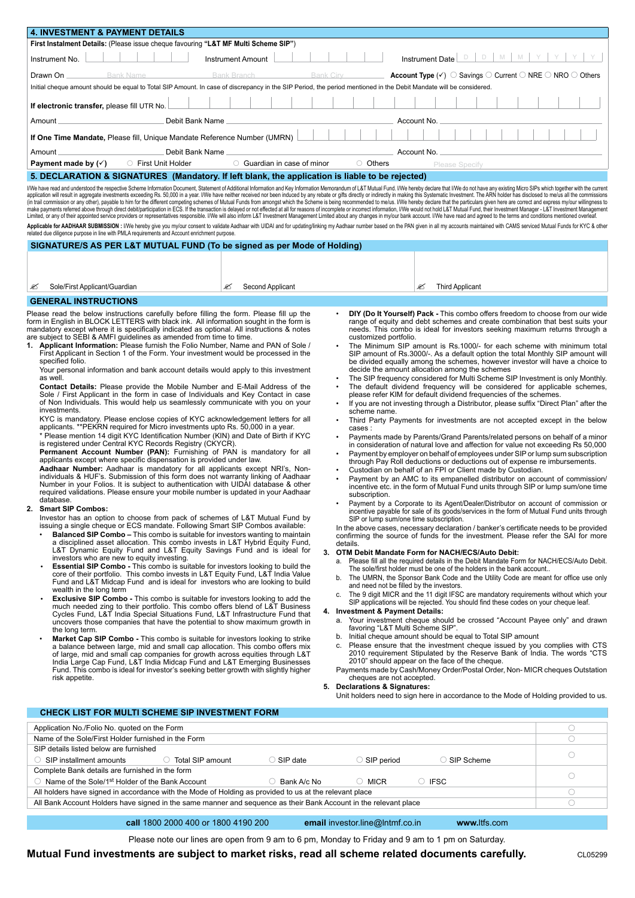## 4. INVESTMENT & PAYMENT DETAILS

**First Instalment Details:** (Please issue cheque favouring **"L&T MF Multi Scheme SIP"**)

Instrument No. ____________ Instrument Amount ____________ Instrument Date D D M M Y Y Y Y

Drawn On ____________ Bank Name ____________ Bank Branch ____________ Bank City ____________ **Account Type** (✓) ○ Savings ○ Current ○ NRE ○ NRO ○ Others

Initial cheque amount should be equal to Total SIP Amount. In case of discrepancy in the SIP Period, the period mentioned in the Debit Mandate will be considered.

**If electronic transfer,** please fill UTR No. ____________

Amount ____________ Debit Bank Name ____________ Account No. ____________

**If One Time Mandate,** Please fill, Unique Mandate Reference Number (UMRN) ____________

Amount ____________ Debit Bank Name ____________ Account No. ____________

**Payment made by (✓)** ○ First Unit Holder ○ Guardian in case of minor ○ Others Please Specify ____________

## 5. DECLARATION & SIGNATURES (Mandatory. If left blank, the application is liable to be rejected)

I/We have read and understood the respective Scheme Information Document, Statement of Additional Information and Key Information Memorandum of L&T Mutual Fund. I/We hereby declare that I/We do not have any existing Micro SIPs which together with the current application will result in aggregate investments exceeding Rs. 50,000 in a year. I/We have neither received nor been induced by any rebate or gifts directly or indirectly in making this Systematic Investment. The ARN holder has disclosed to me/us all the commissions (in trail commission or any other), payable to him for the different competing schemes of Mutual Funds from amongst which the Scheme is being recommended to me/us. I/We hereby declare that the particulars given here are correct and express my/our willingness to make payments referred above through direct debit/participation in ECS. If the transaction is delayed or not effected at all for reasons of incomplete or incorrect information, I/We would not hold L&T Mutual Fund, their Investment Manager - L&T Investment Management Limited, or any of their appointed service providers or representatives responsible. I/We will also inform L&T Investment Management Limited about any changes in my/our bank account. I/We have read and agreed to the terms and conditions mentioned overleaf.

**Applicable for AADHAAR SUBMISSION :** I/We hereby give you my/our consent to validate Aadhaar with UIDAI and for updating/linking my Aadhaar number based on the PAN given in all my accounts maintained with CAMS serviced Mutual Funds for KYC & other related due diligence purpose in line with PMLA requirements and Account enrichment purpose.

### SIGNATURE/S AS PER L&T MUTUAL FUND (To be signed as per Mode of Holding)

| | | |
|---|---|---|
| Sole/First Applicant/Guardian | Second Applicant | Third Applicant |

## GENERAL INSTRUCTIONS

Please read the below instructions carefully before filling the form. Please fill up the form in English in BLOCK LETTERS with black ink. All information sought in the form is mandatory except where it is specifically indicated as optional. All instructions & notes are subject to SEBI & AMFI guidelines as amended from time to time.

1. **Applicant Information:** Please furnish the Folio Number, Name and PAN of Sole / First Applicant in Section 1 of the Form. Your investment would be processed in the specified folio.

   Your personal information and bank account details would apply to this investment as well.

   **Contact Details:** Please provide the Mobile Number and E-Mail Address of the Sole / First Applicant in the form in case of Individuals and Key Contact in case of Non Individuals. This would help us seamlessly communicate with you on your investments.

   KYC is mandatory. Please enclose copies of KYC acknowledgement letters for all applicants. **PEKRN required for Micro investments upto Rs. 50,000 in a year.

   * Please mention 14 digit KYC Identification Number (KIN) and Date of Birth if KYC is registered under Central KYC Records Registry (CKYCR).

   **Permanent Account Number (PAN):** Furnishing of PAN is mandatory for all applicants except where specific dispensation is provided under law.

   **Aadhaar Number:** Aadhaar is mandatory for all applicants except NRI's, Non-individuals & HUF's. Submission of this form does not warranty linking of Aadhaar Number in your Folios. It is subject to authentication with UIDAI database & other required validations. Please ensure your mobile number is updated in your Aadhaar database.

2. **Smart SIP Combos:**

   Investor has an option to choose from pack of schemes of L&T Mutual Fund by issuing a single cheque or ECS mandate. Following Smart SIP Combos available:

   - **Balanced SIP Combo –** This combo is suitable for investors wanting to maintain a disciplined asset allocation. This combo invests in L&T Hybrid Equity Fund, L&T Dynamic Equity Fund and L&T Equity Savings Fund and is ideal for investors who are new to equity investing.
   - **Essential SIP Combo -** This combo is suitable for investors looking to build the core of their portfolio. This combo invests in L&T Equity Fund, L&T India Value Fund and L&T Midcap Fund and is ideal for investors who are looking to build wealth in the long term
   - **Exclusive SIP Combo -** This combo is suitable for investors looking to add the much needed zing to their portfolio. This combo offers blend of L&T Business Cycles Fund, L&T India Special Situations Fund, L&T Infrastructure Fund that uncovers those companies that have the potential to show maximum growth in the long term.
   - **Market Cap SIP Combo -** This combo is suitable for investors looking to strike a balance between large, mid and small cap allocation. This combo offers mix of large, mid and small cap companies for growth across equities through L&T India Large Cap Fund, L&T India Midcap Fund and L&T Emerging Businesses Fund. This combo is ideal for investor's seeking better growth with slightly higher risk appetite.
   - **DIY (Do It Yourself) Pack -** This combo offers freedom to choose from our wide range of equity and debt schemes and create combination that best suits your needs. This combo is ideal for investors seeking maximum returns through a customized portfolio.
   - The Minimum SIP amount is Rs.1000/- for each scheme with minimum total SIP amount of Rs.3000/-. As a default option the total Monthly SIP amount will be divided equally among the schemes, however investor will have a choice to decide the amount allocation among the schemes
   - The SIP frequency considered for Multi Scheme SIP Investment is only Monthly.
   - The default dividend frequency will be considered for applicable schemes, please refer KIM for default dividend frequencies of the schemes.
   - If you are not investing through a Distributor, please suffix "Direct Plan" after the scheme name.
   - Third Party Payments for investments are not accepted except in the below cases :
   - Payments made by Parents/Grand Parents/related persons on behalf of a minor in consideration of natural love and affection for value not exceeding Rs 50,000
   - Payment by employer on behalf of employees under SIP or lump sum subscription through Pay Roll deductions or deductions out of expense re imbursements.
   - Custodian on behalf of an FPI or Client made by Custodian.
   - Payment by an AMC to its empanelled distributor on account of commission/ incentive etc. in the form of Mutual Fund units through SIP or lump sum/one time subscription.
   - Payment by a Corporate to its Agent/Dealer/Distributor on account of commission or incentive payable for sale of its goods/services in the form of Mutual Fund units through SIP or lump sum/one time subscription.

   In the above cases, necessary declaration / banker's certificate needs to be provided confirming the source of funds for the investment. Please refer the SAI for more details.

3. **OTM Debit Mandate Form for NACH/ECS/Auto Debit:**
   a. Please fill in all the required details in the Debit Mandate Form for NACH/ECS/Auto Debit. The sole/first holder must be one of the holders in the bank account..
   b. The UMRN, the Sponsor Bank Code and the Utility Code are meant for office use only and need not be filled by the investors.
   c. The 9 digit MICR and the 11 digit IFSC are mandatory requirements without which your SIP applications will be rejected. You should find these codes on your cheque leaf.

4. **Investment & Payment Details:**
   a. Your investment cheque should be crossed "Account Payee only" and drawn favoring "L&T Multi Scheme SIP".
   b. Initial cheque amount should be equal to Total SIP amount
   c. Please ensure that the investment cheque issued by you complies with CTS 2010 requirement Stipulated by the Reserve Bank of India. The words "CTS 2010" should appear on the face of the cheque.

   Payments made by Cash/Money Order/Postal Order, Non- MICR cheques Outstation cheques are not accepted.

5. **Declarations & Signatures:**

   Unit holders need to sign here in accordance to the Mode of Holding provided to us.

## CHECK LIST FOR MULTI SCHEME SIP INVESTMENT FORM

| | |
|---|---|
| Application No./Folio No. quoted on the Form | ○ |
| Name of the Sole/First Holder furnished in the Form | ○ |
| SIP details listed below are furnished<br>○ SIP installment amounts ○ Total SIP amount ○ SIP date ○ SIP period ○ SIP Scheme | ○ |
| Complete Bank details are furnished in the form<br>○ Name of the Sole/1st Holder of the Bank Account ○ Bank A/c No ○ MICR ○ IFSC | ○ |
| All holders have signed in accordance with the Mode of Holding as provided to us at the relevant place | ○ |
| All Bank Account Holders have signed in the same manner and sequence as their Bank Account in the relevant place | ○ |

**call** 1800 2000 400 or 1800 4190 200 **email** investor.line@lntmf.co.in **www.**ltfs.com

Please note our lines are open from 9 am to 6 pm, Monday to Friday and 9 am to 1 pm on Saturday.

**Mutual Fund investments are subject to market risks, read all scheme related documents carefully.**

CL05299